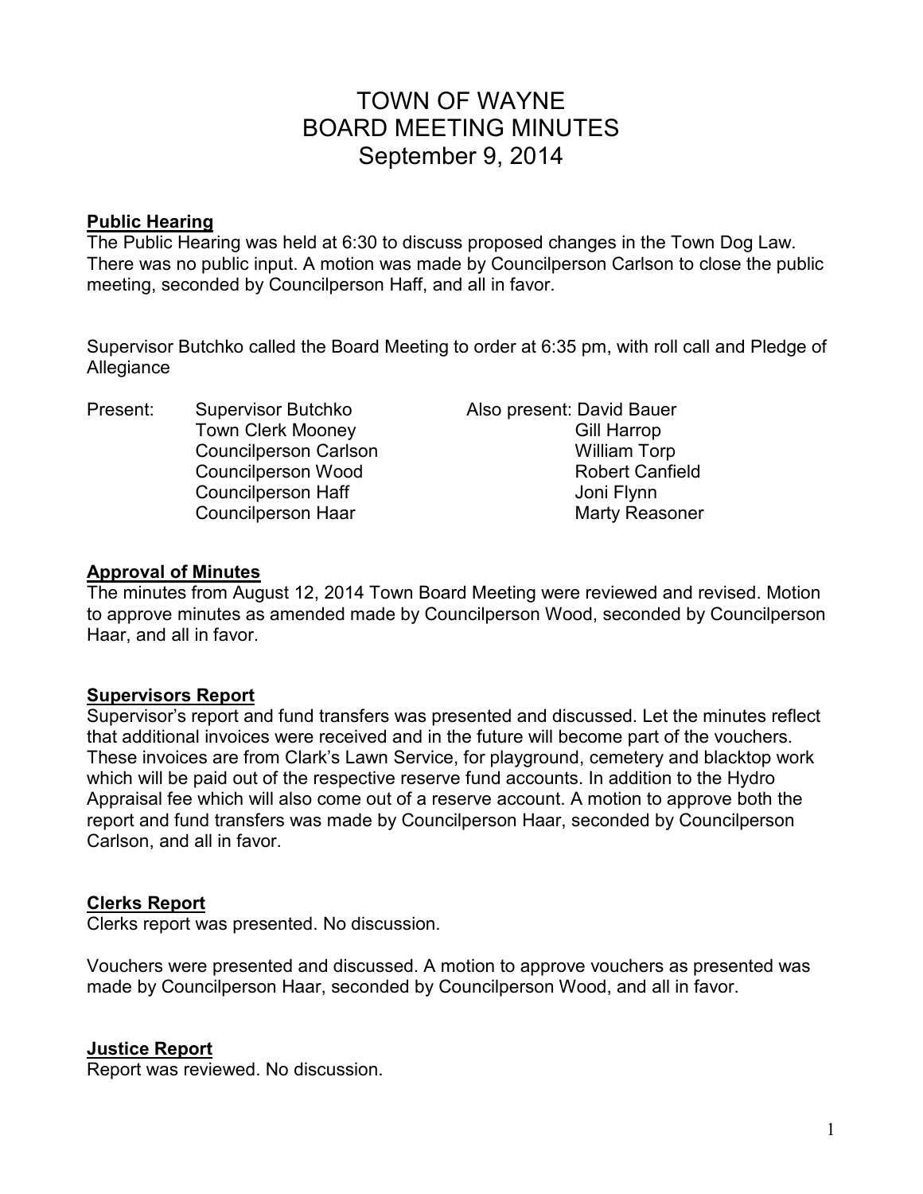# TOWN OF WAYNE
# BOARD MEETING MINUTES
# September 9, 2014

### Public Hearing

The Public Hearing was held at 6:30 to discuss proposed changes in the Town Dog Law. There was no public input. A motion was made by Councilperson Carlson to close the public meeting, seconded by Councilperson Haff, and all in favor.

Supervisor Butchko called the Board Meeting to order at 6:35 pm, with roll call and Pledge of Allegiance

| Present: | | Also present: |
|---|---|---|
| | Supervisor Butchko | David Bauer |
| | Town Clerk Mooney | Gill Harrop |
| | Councilperson Carlson | William Torp |
| | Councilperson Wood | Robert Canfield |
| | Councilperson Haff | Joni Flynn |
| | Councilperson Haar | Marty Reasoner |

### Approval of Minutes

The minutes from August 12, 2014 Town Board Meeting were reviewed and revised. Motion to approve minutes as amended made by Councilperson Wood, seconded by Councilperson Haar, and all in favor.

### Supervisors Report

Supervisor's report and fund transfers was presented and discussed. Let the minutes reflect that additional invoices were received and in the future will become part of the vouchers. These invoices are from Clark's Lawn Service, for playground, cemetery and blacktop work which will be paid out of the respective reserve fund accounts. In addition to the Hydro Appraisal fee which will also come out of a reserve account. A motion to approve both the report and fund transfers was made by Councilperson Haar, seconded by Councilperson Carlson, and all in favor.

### Clerks Report

Clerks report was presented. No discussion.

Vouchers were presented and discussed. A motion to approve vouchers as presented was made by Councilperson Haar, seconded by Councilperson Wood, and all in favor.

### Justice Report

Report was reviewed. No discussion.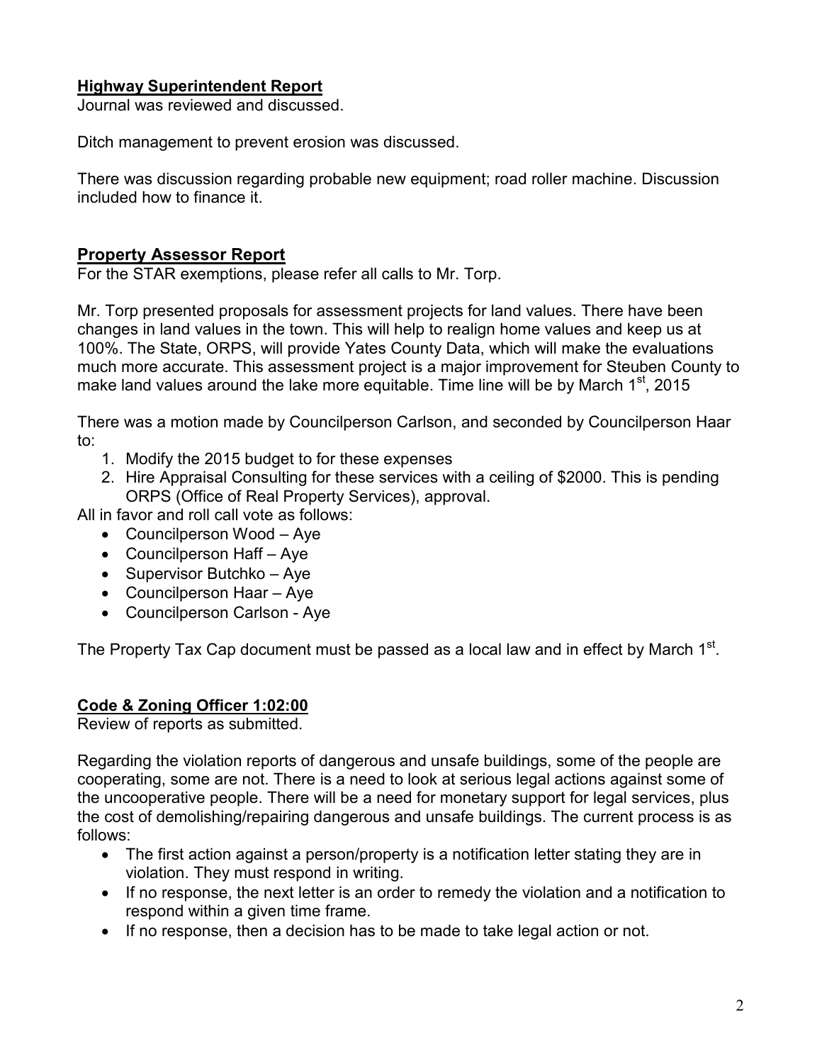## **Highway Superintendent Report**

Journal was reviewed and discussed.

Ditch management to prevent erosion was discussed.

There was discussion regarding probable new equipment; road roller machine. Discussion included how to finance it.

## **Property Assessor Report**

For the STAR exemptions, please refer all calls to Mr. Torp.

Mr. Torp presented proposals for assessment projects for land values. There have been changes in land values in the town. This will help to realign home values and keep us at 100%. The State, ORPS, will provide Yates County Data, which will make the evaluations much more accurate. This assessment project is a major improvement for Steuben County to make land values around the lake more equitable. Time line will be by March 1st, 2015

There was a motion made by Councilperson Carlson, and seconded by Councilperson Haar to:

1. Modify the 2015 budget to for these expenses
2. Hire Appraisal Consulting for these services with a ceiling of $2000. This is pending ORPS (Office of Real Property Services), approval.

All in favor and roll call vote as follows:

- Councilperson Wood – Aye
- Councilperson Haff – Aye
- Supervisor Butchko – Aye
- Councilperson Haar – Aye
- Councilperson Carlson - Aye

The Property Tax Cap document must be passed as a local law and in effect by March 1st.

## **Code & Zoning Officer 1:02:00**

Review of reports as submitted.

Regarding the violation reports of dangerous and unsafe buildings, some of the people are cooperating, some are not. There is a need to look at serious legal actions against some of the uncooperative people. There will be a need for monetary support for legal services, plus the cost of demolishing/repairing dangerous and unsafe buildings. The current process is as follows:

- The first action against a person/property is a notification letter stating they are in violation. They must respond in writing.
- If no response, the next letter is an order to remedy the violation and a notification to respond within a given time frame.
- If no response, then a decision has to be made to take legal action or not.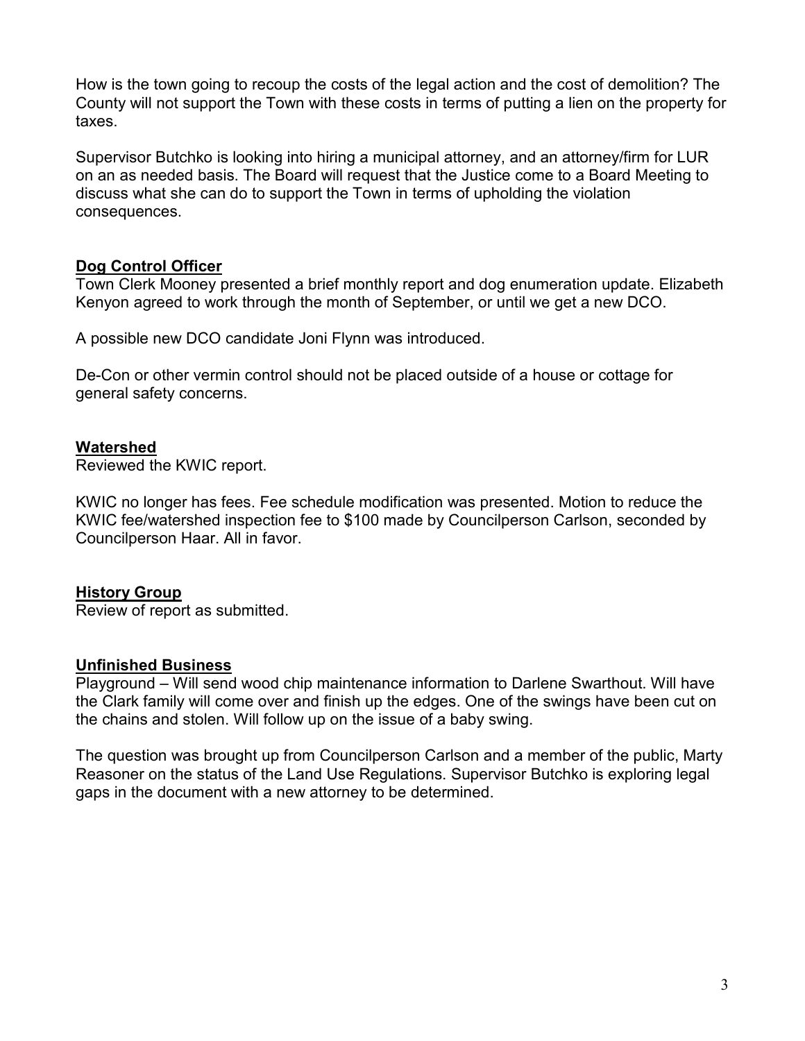How is the town going to recoup the costs of the legal action and the cost of demolition? The County will not support the Town with these costs in terms of putting a lien on the property for taxes.

Supervisor Butchko is looking into hiring a municipal attorney, and an attorney/firm for LUR on an as needed basis. The Board will request that the Justice come to a Board Meeting to discuss what she can do to support the Town in terms of upholding the violation consequences.

## Dog Control Officer

Town Clerk Mooney presented a brief monthly report and dog enumeration update. Elizabeth Kenyon agreed to work through the month of September, or until we get a new DCO.

A possible new DCO candidate Joni Flynn was introduced.

De-Con or other vermin control should not be placed outside of a house or cottage for general safety concerns.

## Watershed

Reviewed the KWIC report.

KWIC no longer has fees. Fee schedule modification was presented. Motion to reduce the KWIC fee/watershed inspection fee to $100 made by Councilperson Carlson, seconded by Councilperson Haar. All in favor.

## History Group

Review of report as submitted.

## Unfinished Business

Playground – Will send wood chip maintenance information to Darlene Swarthout. Will have the Clark family will come over and finish up the edges. One of the swings have been cut on the chains and stolen. Will follow up on the issue of a baby swing.

The question was brought up from Councilperson Carlson and a member of the public, Marty Reasoner on the status of the Land Use Regulations. Supervisor Butchko is exploring legal gaps in the document with a new attorney to be determined.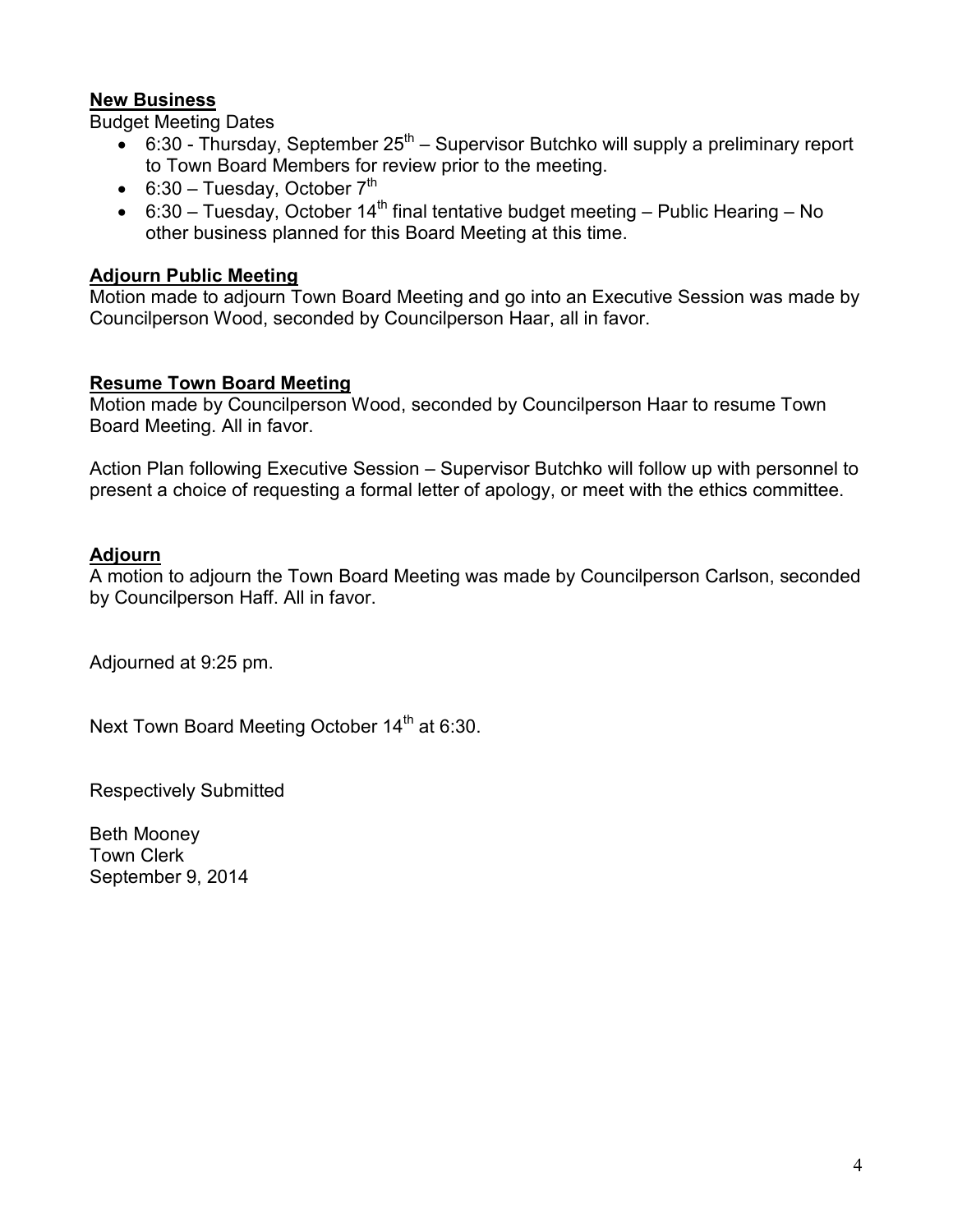**New Business**

Budget Meeting Dates

- 6:30 - Thursday, September 25th – Supervisor Butchko will supply a preliminary report to Town Board Members for review prior to the meeting.
- 6:30 – Tuesday, October 7th
- 6:30 – Tuesday, October 14th final tentative budget meeting – Public Hearing – No other business planned for this Board Meeting at this time.

**Adjourn Public Meeting**

Motion made to adjourn Town Board Meeting and go into an Executive Session was made by Councilperson Wood, seconded by Councilperson Haar, all in favor.

**Resume Town Board Meeting**

Motion made by Councilperson Wood, seconded by Councilperson Haar to resume Town Board Meeting. All in favor.

Action Plan following Executive Session – Supervisor Butchko will follow up with personnel to present a choice of requesting a formal letter of apology, or meet with the ethics committee.

**Adjourn**

A motion to adjourn the Town Board Meeting was made by Councilperson Carlson, seconded by Councilperson Haff. All in favor.

Adjourned at 9:25 pm.

Next Town Board Meeting October 14th at 6:30.

Respectively Submitted

Beth Mooney
Town Clerk
September 9, 2014